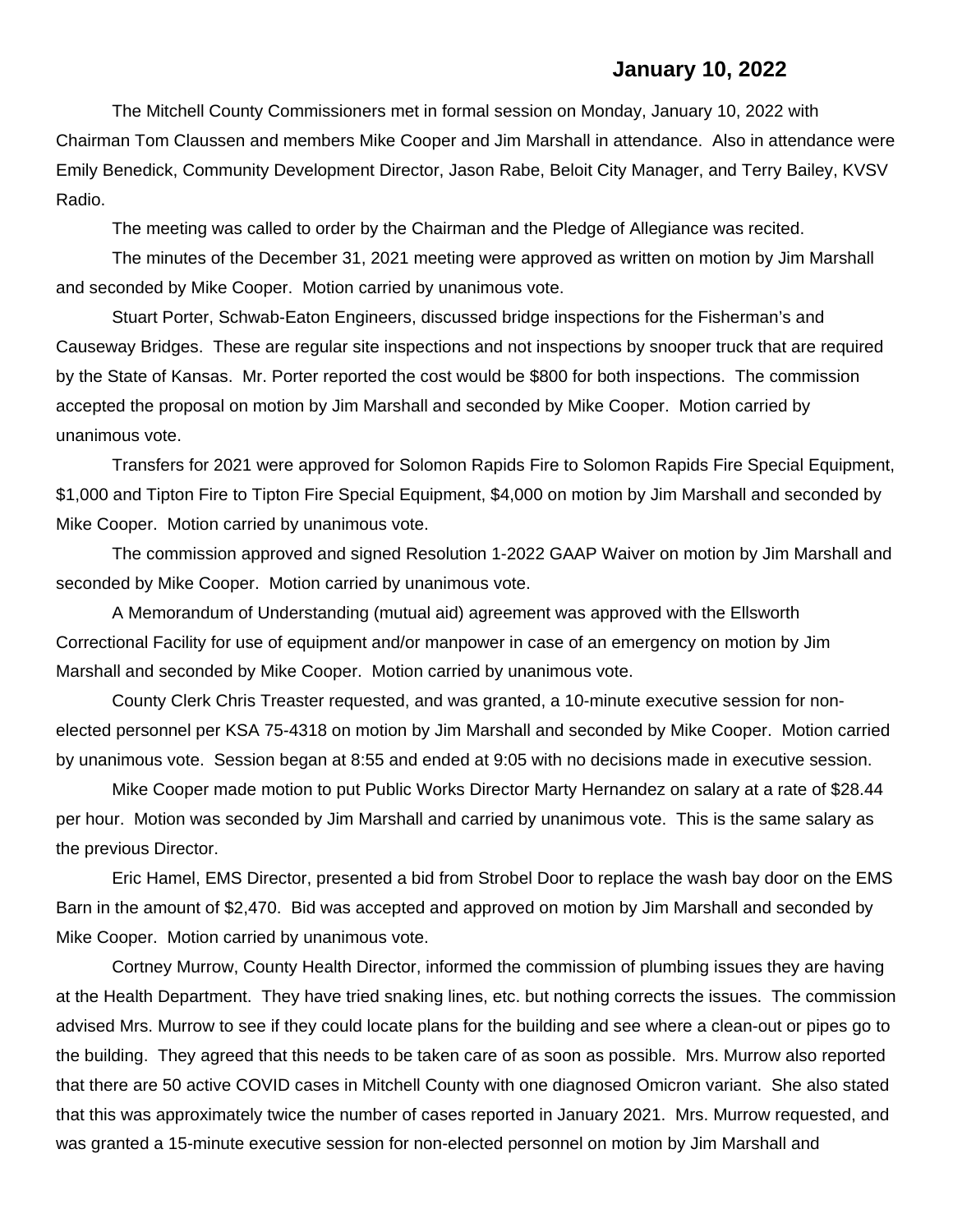**January 10, 2022**

The Mitchell County Commissioners met in formal session on Monday, January 10, 2022 with Chairman Tom Claussen and members Mike Cooper and Jim Marshall in attendance. Also in attendance were Emily Benedick, Community Development Director, Jason Rabe, Beloit City Manager, and Terry Bailey, KVSV Radio.

The meeting was called to order by the Chairman and the Pledge of Allegiance was recited.

The minutes of the December 31, 2021 meeting were approved as written on motion by Jim Marshall and seconded by Mike Cooper. Motion carried by unanimous vote.

Stuart Porter, Schwab-Eaton Engineers, discussed bridge inspections for the Fisherman's and Causeway Bridges. These are regular site inspections and not inspections by snooper truck that are required by the State of Kansas. Mr. Porter reported the cost would be $800 for both inspections. The commission accepted the proposal on motion by Jim Marshall and seconded by Mike Cooper. Motion carried by unanimous vote.

Transfers for 2021 were approved for Solomon Rapids Fire to Solomon Rapids Fire Special Equipment, $1,000 and Tipton Fire to Tipton Fire Special Equipment, $4,000 on motion by Jim Marshall and seconded by Mike Cooper. Motion carried by unanimous vote.

The commission approved and signed Resolution 1-2022 GAAP Waiver on motion by Jim Marshall and seconded by Mike Cooper. Motion carried by unanimous vote.

A Memorandum of Understanding (mutual aid) agreement was approved with the Ellsworth Correctional Facility for use of equipment and/or manpower in case of an emergency on motion by Jim Marshall and seconded by Mike Cooper. Motion carried by unanimous vote.

County Clerk Chris Treaster requested, and was granted, a 10-minute executive session for non-elected personnel per KSA 75-4318 on motion by Jim Marshall and seconded by Mike Cooper. Motion carried by unanimous vote. Session began at 8:55 and ended at 9:05 with no decisions made in executive session.

Mike Cooper made motion to put Public Works Director Marty Hernandez on salary at a rate of $28.44 per hour. Motion was seconded by Jim Marshall and carried by unanimous vote. This is the same salary as the previous Director.

Eric Hamel, EMS Director, presented a bid from Strobel Door to replace the wash bay door on the EMS Barn in the amount of $2,470. Bid was accepted and approved on motion by Jim Marshall and seconded by Mike Cooper. Motion carried by unanimous vote.

Cortney Murrow, County Health Director, informed the commission of plumbing issues they are having at the Health Department. They have tried snaking lines, etc. but nothing corrects the issues. The commission advised Mrs. Murrow to see if they could locate plans for the building and see where a clean-out or pipes go to the building. They agreed that this needs to be taken care of as soon as possible. Mrs. Murrow also reported that there are 50 active COVID cases in Mitchell County with one diagnosed Omicron variant. She also stated that this was approximately twice the number of cases reported in January 2021. Mrs. Murrow requested, and was granted a 15-minute executive session for non-elected personnel on motion by Jim Marshall and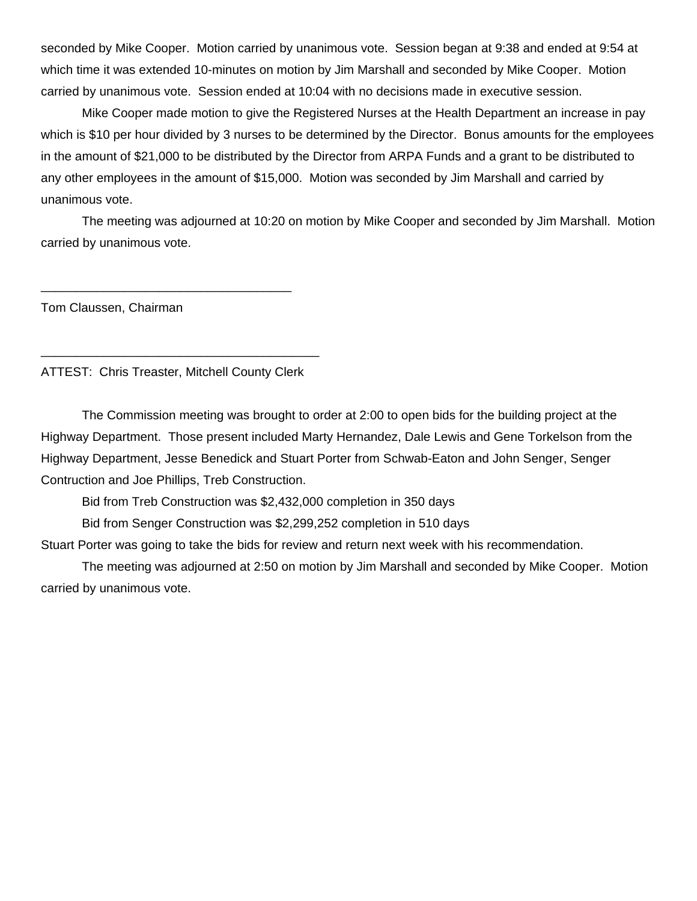seconded by Mike Cooper. Motion carried by unanimous vote. Session began at 9:38 and ended at 9:54 at which time it was extended 10-minutes on motion by Jim Marshall and seconded by Mike Cooper. Motion carried by unanimous vote. Session ended at 10:04 with no decisions made in executive session.

Mike Cooper made motion to give the Registered Nurses at the Health Department an increase in pay which is $10 per hour divided by 3 nurses to be determined by the Director. Bonus amounts for the employees in the amount of $21,000 to be distributed by the Director from ARPA Funds and a grant to be distributed to any other employees in the amount of $15,000. Motion was seconded by Jim Marshall and carried by unanimous vote.

The meeting was adjourned at 10:20 on motion by Mike Cooper and seconded by Jim Marshall. Motion carried by unanimous vote.

\_\_\_\_\_\_\_\_\_\_\_\_\_\_\_\_\_\_\_\_\_\_\_\_\_\_\_\_\_\_\_\_\_\_\_\_

Tom Claussen, Chairman

\_\_\_\_\_\_\_\_\_\_\_\_\_\_\_\_\_\_\_\_\_\_\_\_\_\_\_\_\_\_\_\_\_\_\_\_\_\_\_\_

ATTEST: Chris Treaster, Mitchell County Clerk

The Commission meeting was brought to order at 2:00 to open bids for the building project at the Highway Department. Those present included Marty Hernandez, Dale Lewis and Gene Torkelson from the Highway Department, Jesse Benedick and Stuart Porter from Schwab-Eaton and John Senger, Senger Contruction and Joe Phillips, Treb Construction.

Bid from Treb Construction was $2,432,000 completion in 350 days

Bid from Senger Construction was $2,299,252 completion in 510 days

Stuart Porter was going to take the bids for review and return next week with his recommendation.

The meeting was adjourned at 2:50 on motion by Jim Marshall and seconded by Mike Cooper. Motion carried by unanimous vote.